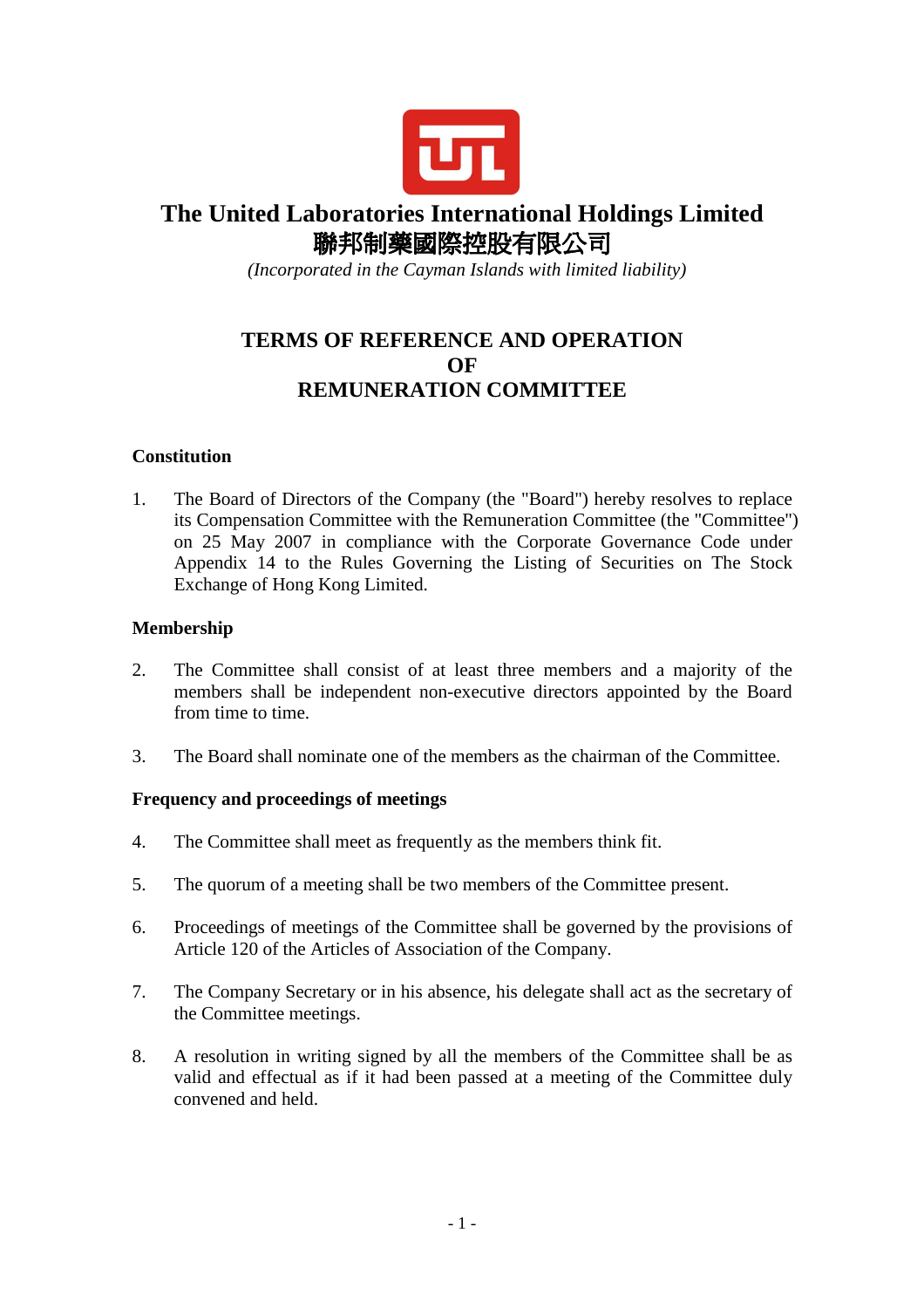# The United Laboratories International Holdings Limited

# 聯邦制藥國際控股有限公司

*(Incorporated in the Cayman Islands with limited liability)*

## TERMS OF REFERENCE AND OPERATION OF REMUNERATION COMMITTEE

### Constitution

1. The Board of Directors of the Company (the "Board") hereby resolves to replace its Compensation Committee with the Remuneration Committee (the "Committee") on 25 May 2007 in compliance with the Corporate Governance Code under Appendix 14 to the Rules Governing the Listing of Securities on The Stock Exchange of Hong Kong Limited.

### Membership

2. The Committee shall consist of at least three members and a majority of the members shall be independent non-executive directors appointed by the Board from time to time.

3. The Board shall nominate one of the members as the chairman of the Committee.

### Frequency and proceedings of meetings

4. The Committee shall meet as frequently as the members think fit.

5. The quorum of a meeting shall be two members of the Committee present.

6. Proceedings of meetings of the Committee shall be governed by the provisions of Article 120 of the Articles of Association of the Company.

7. The Company Secretary or in his absence, his delegate shall act as the secretary of the Committee meetings.

8. A resolution in writing signed by all the members of the Committee shall be as valid and effectual as if it had been passed at a meeting of the Committee duly convened and held.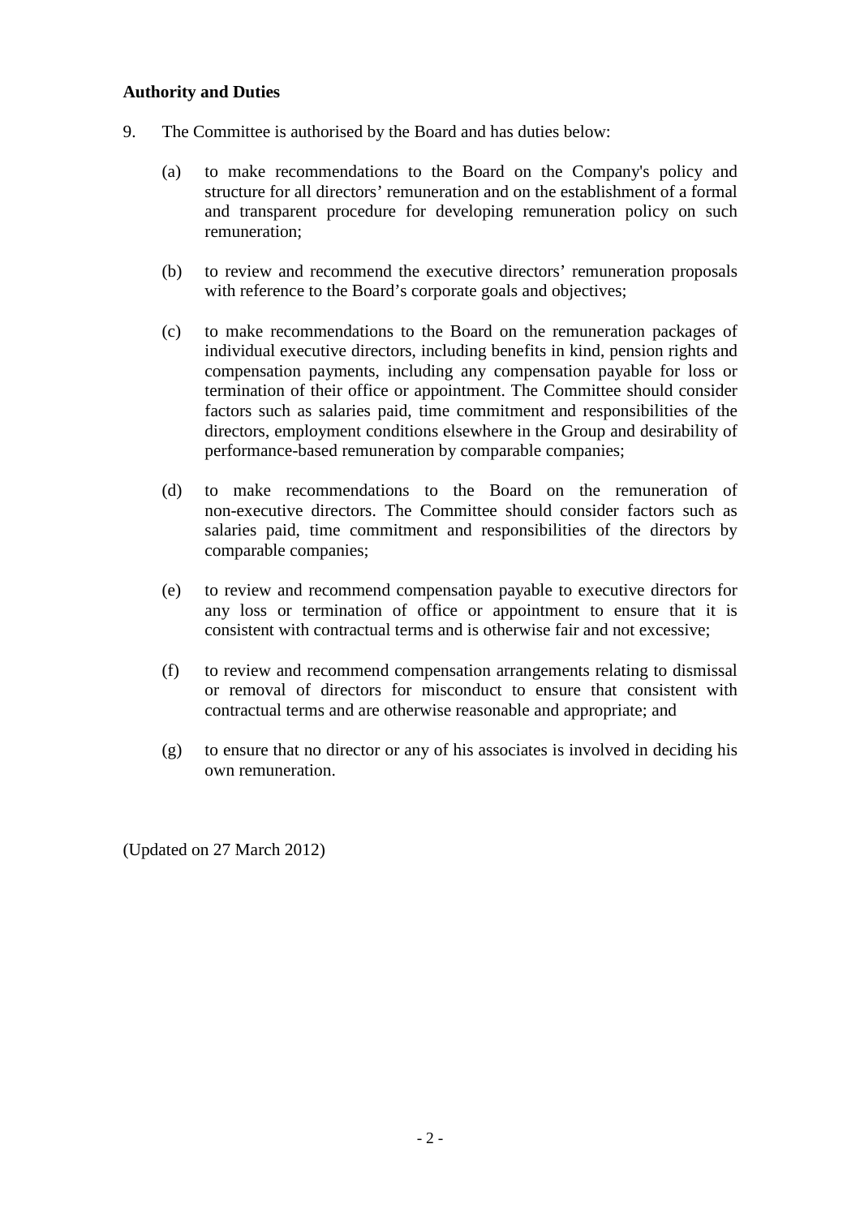**Authority and Duties**

9. The Committee is authorised by the Board and has duties below:

   (a) to make recommendations to the Board on the Company's policy and structure for all directors' remuneration and on the establishment of a formal and transparent procedure for developing remuneration policy on such remuneration;

   (b) to review and recommend the executive directors' remuneration proposals with reference to the Board's corporate goals and objectives;

   (c) to make recommendations to the Board on the remuneration packages of individual executive directors, including benefits in kind, pension rights and compensation payments, including any compensation payable for loss or termination of their office or appointment. The Committee should consider factors such as salaries paid, time commitment and responsibilities of the directors, employment conditions elsewhere in the Group and desirability of performance-based remuneration by comparable companies;

   (d) to make recommendations to the Board on the remuneration of non-executive directors. The Committee should consider factors such as salaries paid, time commitment and responsibilities of the directors by comparable companies;

   (e) to review and recommend compensation payable to executive directors for any loss or termination of office or appointment to ensure that it is consistent with contractual terms and is otherwise fair and not excessive;

   (f) to review and recommend compensation arrangements relating to dismissal or removal of directors for misconduct to ensure that consistent with contractual terms and are otherwise reasonable and appropriate; and

   (g) to ensure that no director or any of his associates is involved in deciding his own remuneration.

(Updated on 27 March 2012)